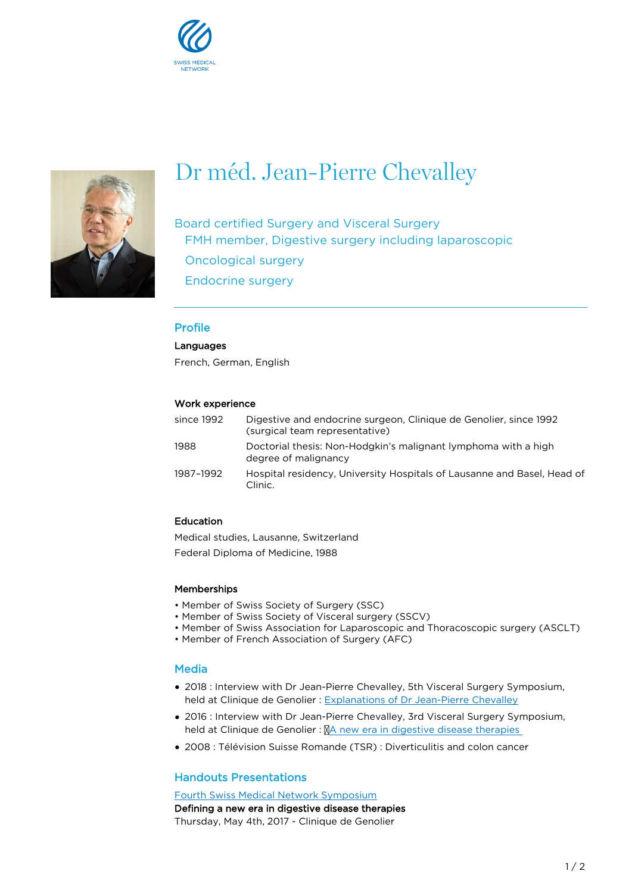SWISS MEDICAL NETWORK

# Dr méd. Jean-Pierre Chevalley

Board certified Surgery and Visceral Surgery
FMH member, Digestive surgery including laparoscopic
Oncological surgery
Endocrine surgery

## Profile

### Languages

French, German, English

### Work experience

| | |
|---|---|
| since 1992 | Digestive and endocrine surgeon, Clinique de Genolier, since 1992 (surgical team representative) |
| 1988 | Doctorial thesis: Non-Hodgkin's malignant lymphoma with a high degree of malignancy |
| 1987–1992 | Hospital residency, University Hospitals of Lausanne and Basel, Head of Clinic. |

### Education

Medical studies, Lausanne, Switzerland

Federal Diploma of Medicine, 1988

### Memberships

• Member of Swiss Society of Surgery (SSC)
• Member of Swiss Society of Visceral surgery (SSCV)
• Member of Swiss Association for Laparoscopic and Thoracoscopic surgery (ASCLT)
• Member of French Association of Surgery (AFC)

## Media

- 2018 : Interview with Dr Jean-Pierre Chevalley, 5th Visceral Surgery Symposium, held at Clinique de Genolier : Explanations of Dr Jean-Pierre Chevalley
- 2016 : Interview with Dr Jean-Pierre Chevalley, 3rd Visceral Surgery Symposium, held at Clinique de Genolier : A new era in digestive disease therapies
- 2008 : Télévision Suisse Romande (TSR) : Diverticulitis and colon cancer

## Handouts Presentations

Fourth Swiss Medical Network Symposium
**Defining a new era in digestive disease therapies**
Thursday, May 4th, 2017 - Clinique de Genolier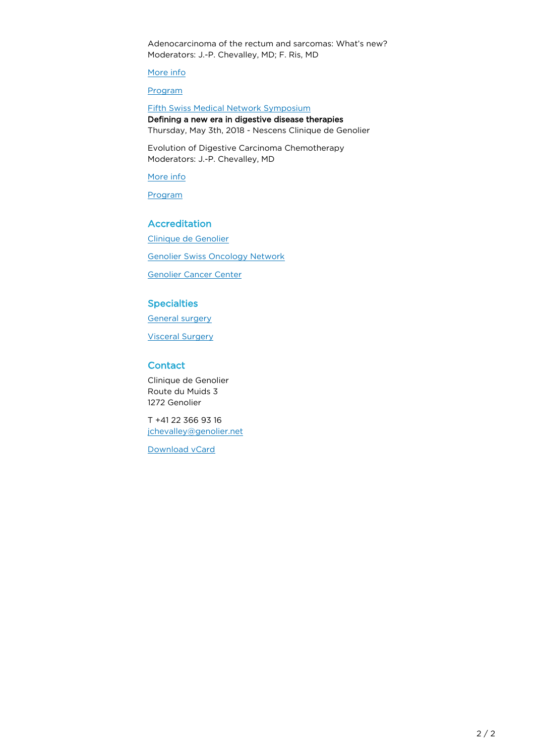Adenocarcinoma of the rectum and sarcomas: What's new?
Moderators: J.-P. Chevalley, MD; F. Ris, MD

More info

Program

Fifth Swiss Medical Network Symposium
**Defining a new era in digestive disease therapies**
Thursday, May 3th, 2018 - Nescens Clinique de Genolier

Evolution of Digestive Carcinoma Chemotherapy
Moderators: J.-P. Chevalley, MD

More info

Program

## Accreditation

Clinique de Genolier

Genolier Swiss Oncology Network

Genolier Cancer Center

## Specialties

General surgery

Visceral Surgery

## Contact

Clinique de Genolier
Route du Muids 3
1272 Genolier

T +41 22 366 93 16
jchevalley@genolier.net

Download vCard